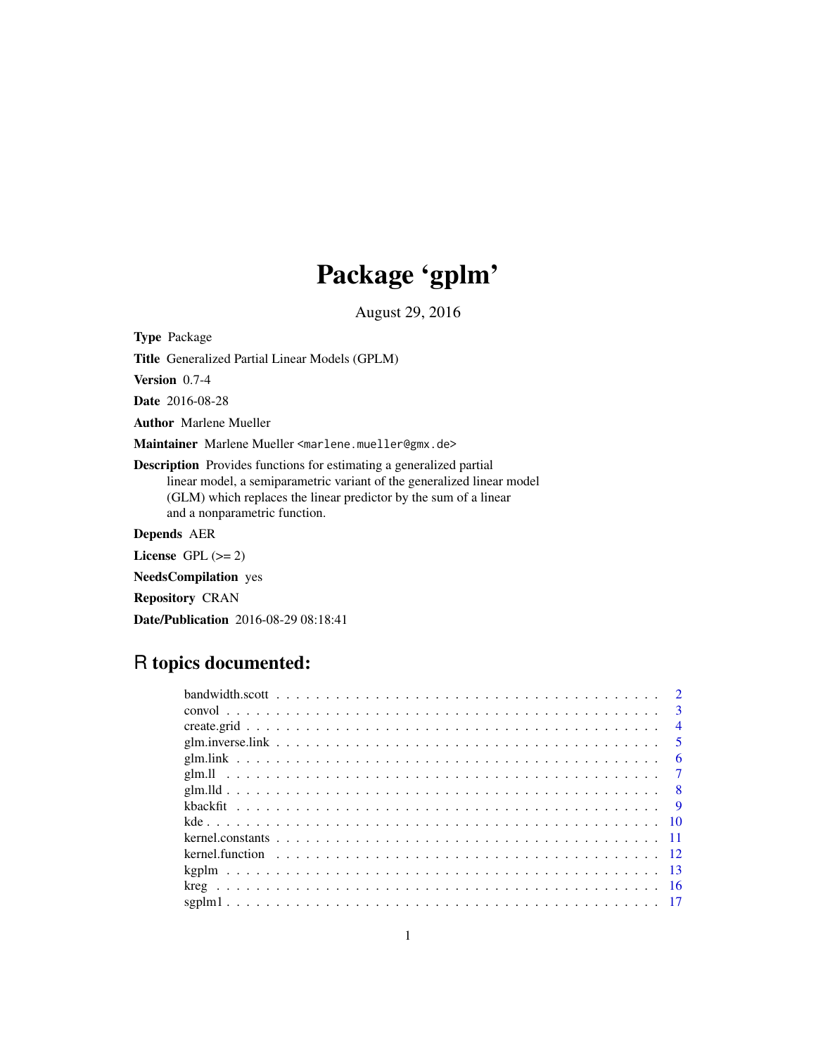# Package 'gplm'

August 29, 2016

**Type** Package

**Title** Generalized Partial Linear Models (GPLM)

**Version** 0.7-4

**Date** 2016-08-28

**Author** Marlene Mueller

**Maintainer** Marlene Mueller <marlene.mueller@gmx.de>

**Description** Provides functions for estimating a generalized partial linear model, a semiparametric variant of the generalized linear model (GLM) which replaces the linear predictor by the sum of a linear and a nonparametric function.

**Depends** AER

**License** GPL (>= 2)

**NeedsCompilation** yes

**Repository** CRAN

**Date/Publication** 2016-08-29 08:18:41

## R topics documented:

bandwidth.scott . . . . . . . . . . . . . . . . . . . . . . . . . . . . . . . . . . . . . . 2
convol . . . . . . . . . . . . . . . . . . . . . . . . . . . . . . . . . . . . . . . . . . . 3
create.grid . . . . . . . . . . . . . . . . . . . . . . . . . . . . . . . . . . . . . . . . . 4
glm.inverse.link . . . . . . . . . . . . . . . . . . . . . . . . . . . . . . . . . . . . . . 5
glm.link . . . . . . . . . . . . . . . . . . . . . . . . . . . . . . . . . . . . . . . . . . 6
glm.ll . . . . . . . . . . . . . . . . . . . . . . . . . . . . . . . . . . . . . . . . . . . 7
glm.lld . . . . . . . . . . . . . . . . . . . . . . . . . . . . . . . . . . . . . . . . . . . 8
kbackfit . . . . . . . . . . . . . . . . . . . . . . . . . . . . . . . . . . . . . . . . . . 9
kde . . . . . . . . . . . . . . . . . . . . . . . . . . . . . . . . . . . . . . . . . . . . 10
kernel.constants . . . . . . . . . . . . . . . . . . . . . . . . . . . . . . . . . . . . . 11
kernel.function . . . . . . . . . . . . . . . . . . . . . . . . . . . . . . . . . . . . . . 12
kgplm . . . . . . . . . . . . . . . . . . . . . . . . . . . . . . . . . . . . . . . . . . . 13
kreg . . . . . . . . . . . . . . . . . . . . . . . . . . . . . . . . . . . . . . . . . . . . 16
sgplm1 . . . . . . . . . . . . . . . . . . . . . . . . . . . . . . . . . . . . . . . . . . . 17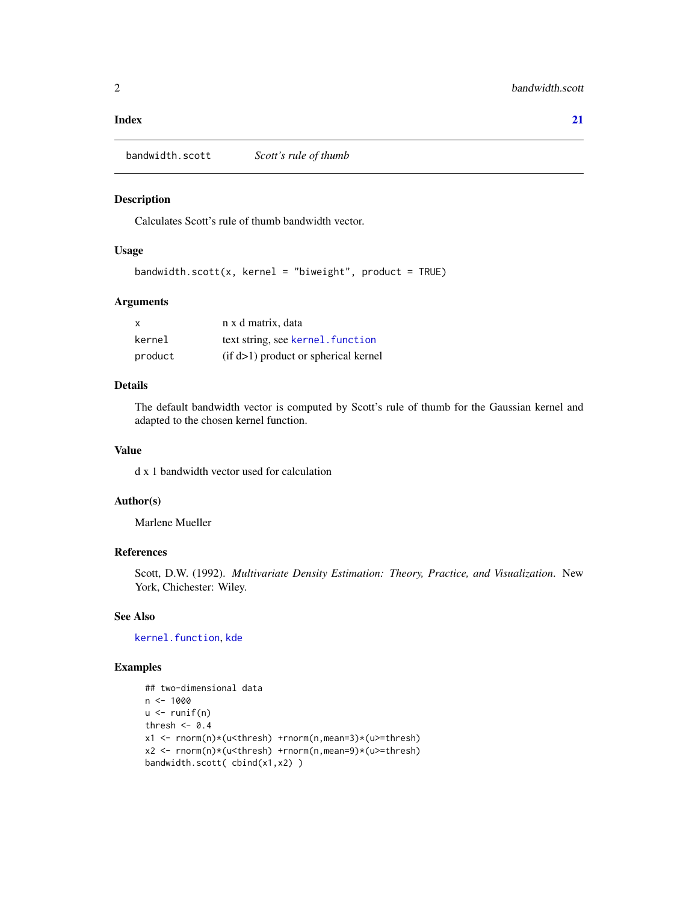**Index** **21**

---

bandwidth.scott *Scott's rule of thumb*

---

## Description

Calculates Scott's rule of thumb bandwidth vector.

## Usage

```
bandwidth.scott(x, kernel = "biweight", product = TRUE)
```

## Arguments

| | |
|---|---|
| x | n x d matrix, data |
| kernel | text string, see kernel.function |
| product | (if d>1) product or spherical kernel |

## Details

The default bandwidth vector is computed by Scott's rule of thumb for the Gaussian kernel and adapted to the chosen kernel function.

## Value

d x 1 bandwidth vector used for calculation

## Author(s)

Marlene Mueller

## References

Scott, D.W. (1992). *Multivariate Density Estimation: Theory, Practice, and Visualization*. New York, Chichester: Wiley.

## See Also

kernel.function, kde

## Examples

```
## two-dimensional data
n <- 1000
u <- runif(n)
thresh <- 0.4
x1 <- rnorm(n)*(u<thresh) +rnorm(n,mean=3)*(u>=thresh)
x2 <- rnorm(n)*(u<thresh) +rnorm(n,mean=9)*(u>=thresh)
bandwidth.scott( cbind(x1,x2) )
```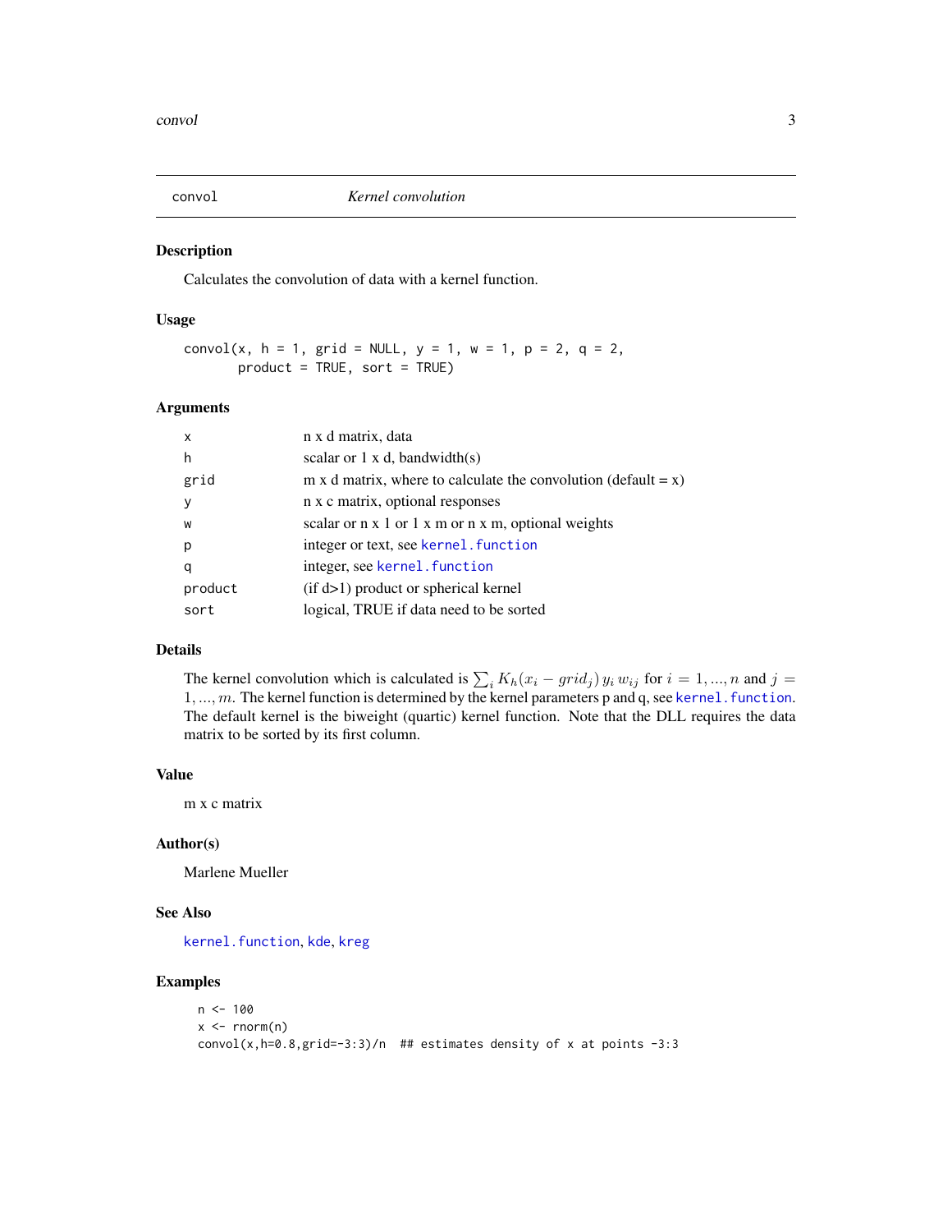## convol — *Kernel convolution*

### Description

Calculates the convolution of data with a kernel function.

### Usage

```
convol(x, h = 1, grid = NULL, y = 1, w = 1, p = 2, q = 2,
       product = TRUE, sort = TRUE)
```

### Arguments

| | |
|---|---|
| x | n x d matrix, data |
| h | scalar or 1 x d, bandwidth(s) |
| grid | m x d matrix, where to calculate the convolution (default = x) |
| y | n x c matrix, optional responses |
| w | scalar or n x 1 or 1 x m or n x m, optional weights |
| p | integer or text, see kernel.function |
| q | integer, see kernel.function |
| product | (if d>1) product or spherical kernel |
| sort | logical, TRUE if data need to be sorted |

### Details

The kernel convolution which is calculated is $\sum_i K_h(x_i - grid_j)\, y_i\, w_{ij}$ for $i = 1, ..., n$ and $j = 1, ..., m$. The kernel function is determined by the kernel parameters p and q, see kernel.function. The default kernel is the biweight (quartic) kernel function. Note that the DLL requires the data matrix to be sorted by its first column.

### Value

m x c matrix

### Author(s)

Marlene Mueller

### See Also

kernel.function, kde, kreg

### Examples

```
n <- 100
x <- rnorm(n)
convol(x,h=0.8,grid=-3:3)/n  ## estimates density of x at points -3:3
```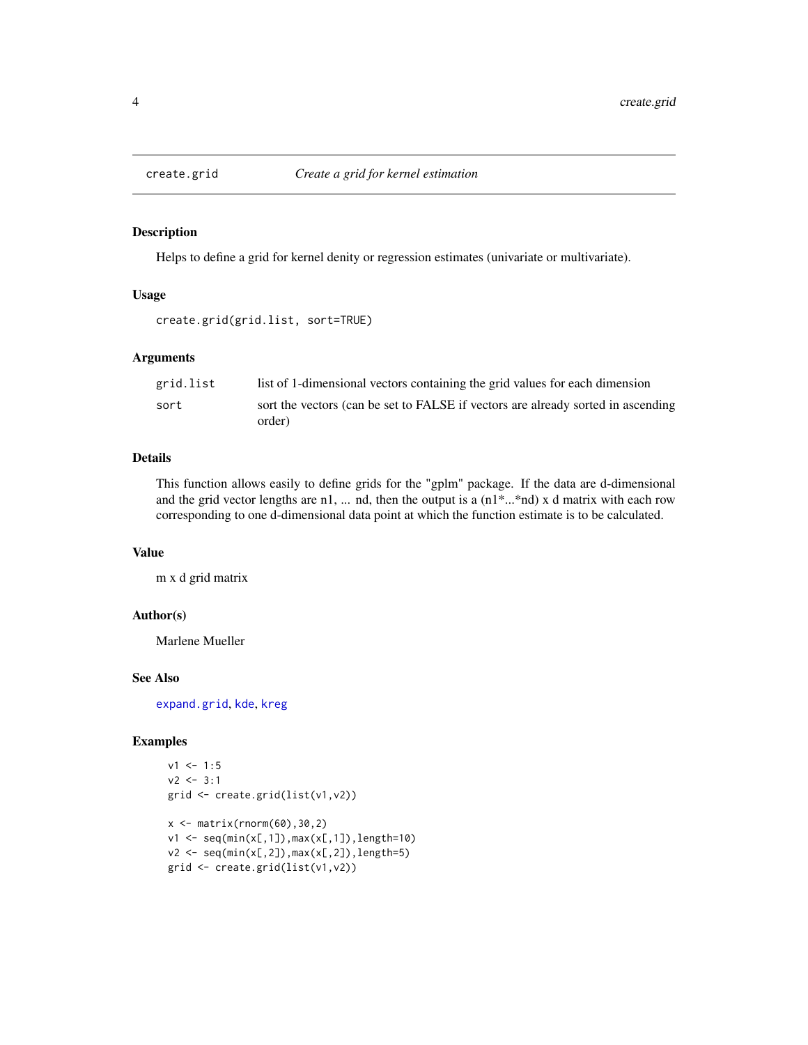## create.grid — *Create a grid for kernel estimation*

### Description

Helps to define a grid for kernel denity or regression estimates (univariate or multivariate).

### Usage

```
create.grid(grid.list, sort=TRUE)
```

### Arguments

| | |
|---|---|
| `grid.list` | list of 1-dimensional vectors containing the grid values for each dimension |
| `sort` | sort the vectors (can be set to FALSE if vectors are already sorted in ascending order) |

### Details

This function allows easily to define grids for the "gplm" package. If the data are d-dimensional and the grid vector lengths are n1, ... nd, then the output is a (n1*...*nd) x d matrix with each row corresponding to one d-dimensional data point at which the function estimate is to be calculated.

### Value

m x d grid matrix

### Author(s)

Marlene Mueller

### See Also

`expand.grid`, `kde`, `kreg`

### Examples

```
v1 <- 1:5
v2 <- 3:1
grid <- create.grid(list(v1,v2))

x <- matrix(rnorm(60),30,2)
v1 <- seq(min(x[,1]),max(x[,1]),length=10)
v2 <- seq(min(x[,2]),max(x[,2]),length=5)
grid <- create.grid(list(v1,v2))
```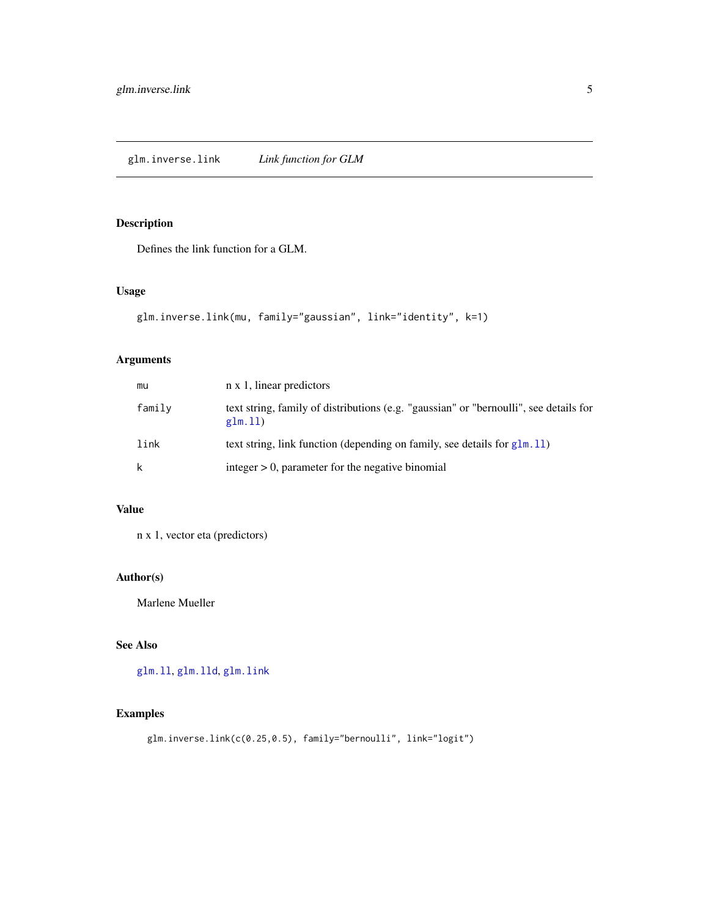# glm.inverse.link — *Link function for GLM*

## Description

Defines the link function for a GLM.

## Usage

```
glm.inverse.link(mu, family="gaussian", link="identity", k=1)
```

## Arguments

| | |
|---|---|
| `mu` | n x 1, linear predictors |
| `family` | text string, family of distributions (e.g. "gaussian" or "bernoulli", see details for `glm.ll`) |
| `link` | text string, link function (depending on family, see details for `glm.ll`) |
| `k` | integer > 0, parameter for the negative binomial |

## Value

n x 1, vector eta (predictors)

## Author(s)

Marlene Mueller

## See Also

`glm.ll`, `glm.lld`, `glm.link`

## Examples

```
glm.inverse.link(c(0.25,0.5), family="bernoulli", link="logit")
```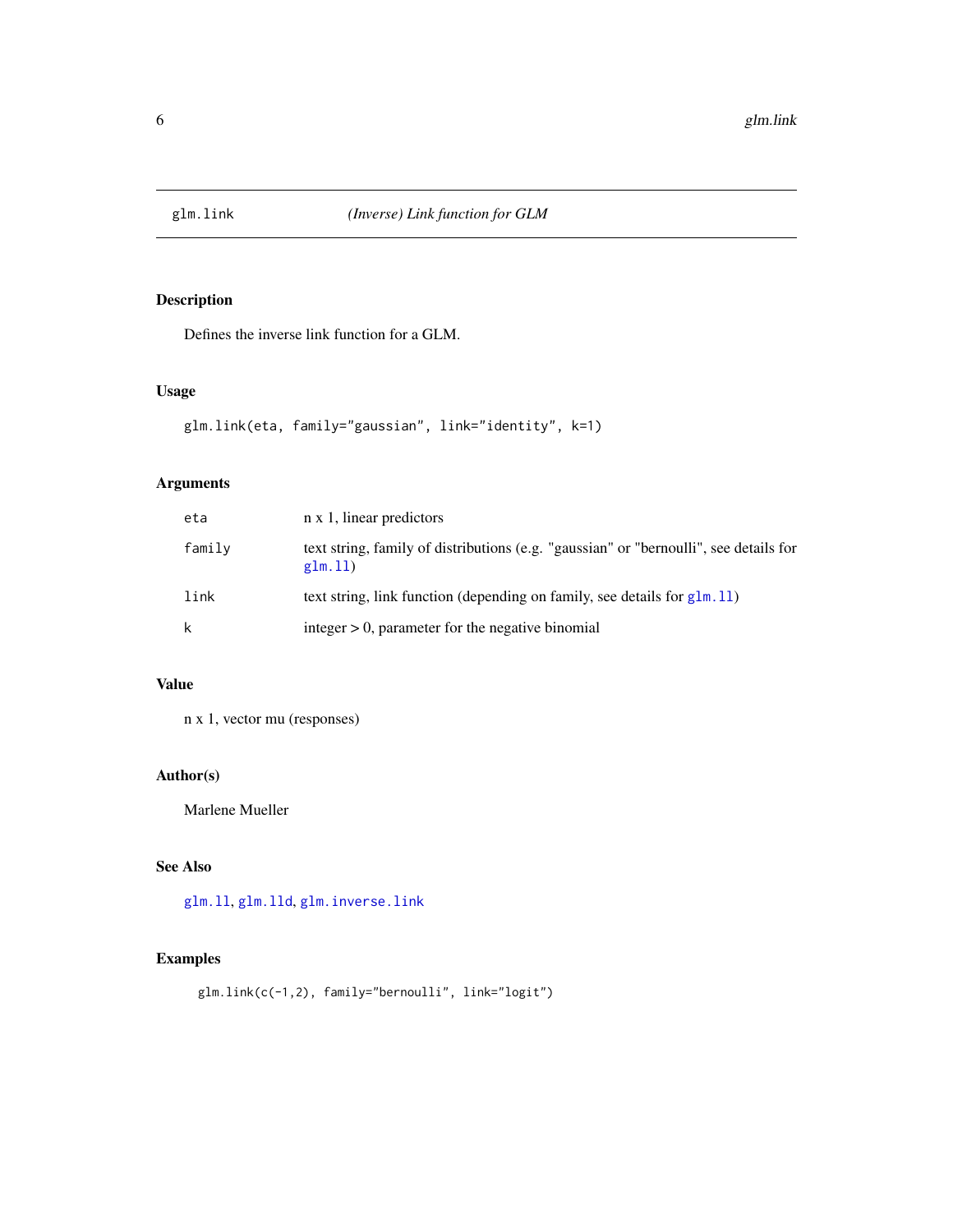# glm.link *(Inverse) Link function for GLM*

## Description

Defines the inverse link function for a GLM.

## Usage

```
glm.link(eta, family="gaussian", link="identity", k=1)
```

## Arguments

| | |
|---|---|
| eta | n x 1, linear predictors |
| family | text string, family of distributions (e.g. "gaussian" or "bernoulli", see details for glm.ll) |
| link | text string, link function (depending on family, see details for glm.ll) |
| k | integer > 0, parameter for the negative binomial |

## Value

n x 1, vector mu (responses)

## Author(s)

Marlene Mueller

## See Also

glm.ll, glm.lld, glm.inverse.link

## Examples

```
glm.link(c(-1,2), family="bernoulli", link="logit")
```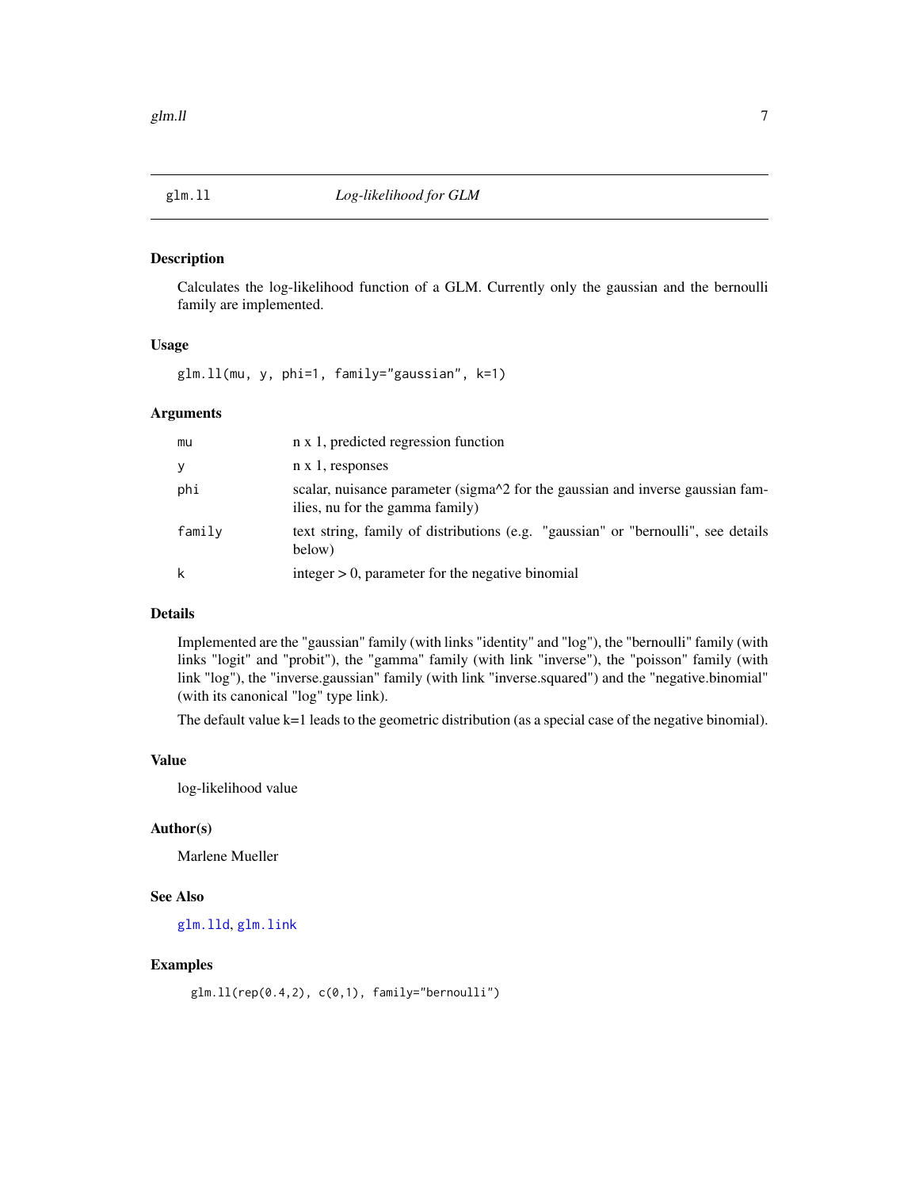# glm.ll — *Log-likelihood for GLM*

## Description

Calculates the log-likelihood function of a GLM. Currently only the gaussian and the bernoulli family are implemented.

## Usage

```
glm.ll(mu, y, phi=1, family="gaussian", k=1)
```

## Arguments

| | |
|---|---|
| `mu` | n x 1, predicted regression function |
| `y` | n x 1, responses |
| `phi` | scalar, nuisance parameter (sigma^2 for the gaussian and inverse gaussian families, nu for the gamma family) |
| `family` | text string, family of distributions (e.g. "gaussian" or "bernoulli", see details below) |
| `k` | integer > 0, parameter for the negative binomial |

## Details

Implemented are the "gaussian" family (with links "identity" and "log"), the "bernoulli" family (with links "logit" and "probit"), the "gamma" family (with link "inverse"), the "poisson" family (with link "log"), the "inverse.gaussian" family (with link "inverse.squared") and the "negative.binomial" (with its canonical "log" type link).

The default value k=1 leads to the geometric distribution (as a special case of the negative binomial).

## Value

log-likelihood value

## Author(s)

Marlene Mueller

## See Also

`glm.lld`, `glm.link`

## Examples

```
glm.ll(rep(0.4,2), c(0,1), family="bernoulli")
```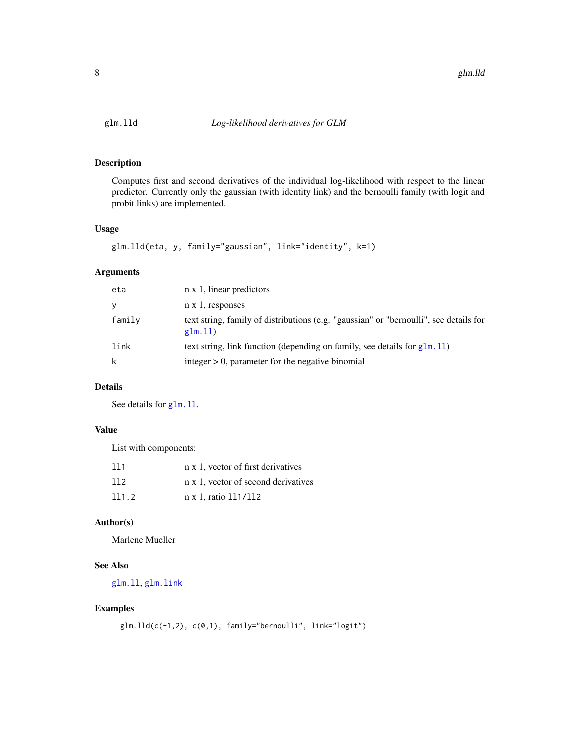# glm.lld — *Log-likelihood derivatives for GLM*

## Description

Computes first and second derivatives of the individual log-likelihood with respect to the linear predictor. Currently only the gaussian (with identity link) and the bernoulli family (with logit and probit links) are implemented.

## Usage

```
glm.lld(eta, y, family="gaussian", link="identity", k=1)
```

## Arguments

| | |
|---|---|
| `eta` | n x 1, linear predictors |
| `y` | n x 1, responses |
| `family` | text string, family of distributions (e.g. "gaussian" or "bernoulli", see details for `glm.ll`) |
| `link` | text string, link function (depending on family, see details for `glm.ll`) |
| `k` | integer > 0, parameter for the negative binomial |

## Details

See details for `glm.ll`.

## Value

List with components:

| | |
|---|---|
| `ll1` | n x 1, vector of first derivatives |
| `ll2` | n x 1, vector of second derivatives |
| `ll1.2` | n x 1, ratio `ll1/ll2` |

## Author(s)

Marlene Mueller

## See Also

`glm.ll`, `glm.link`

## Examples

```
glm.lld(c(-1,2), c(0,1), family="bernoulli", link="logit")
```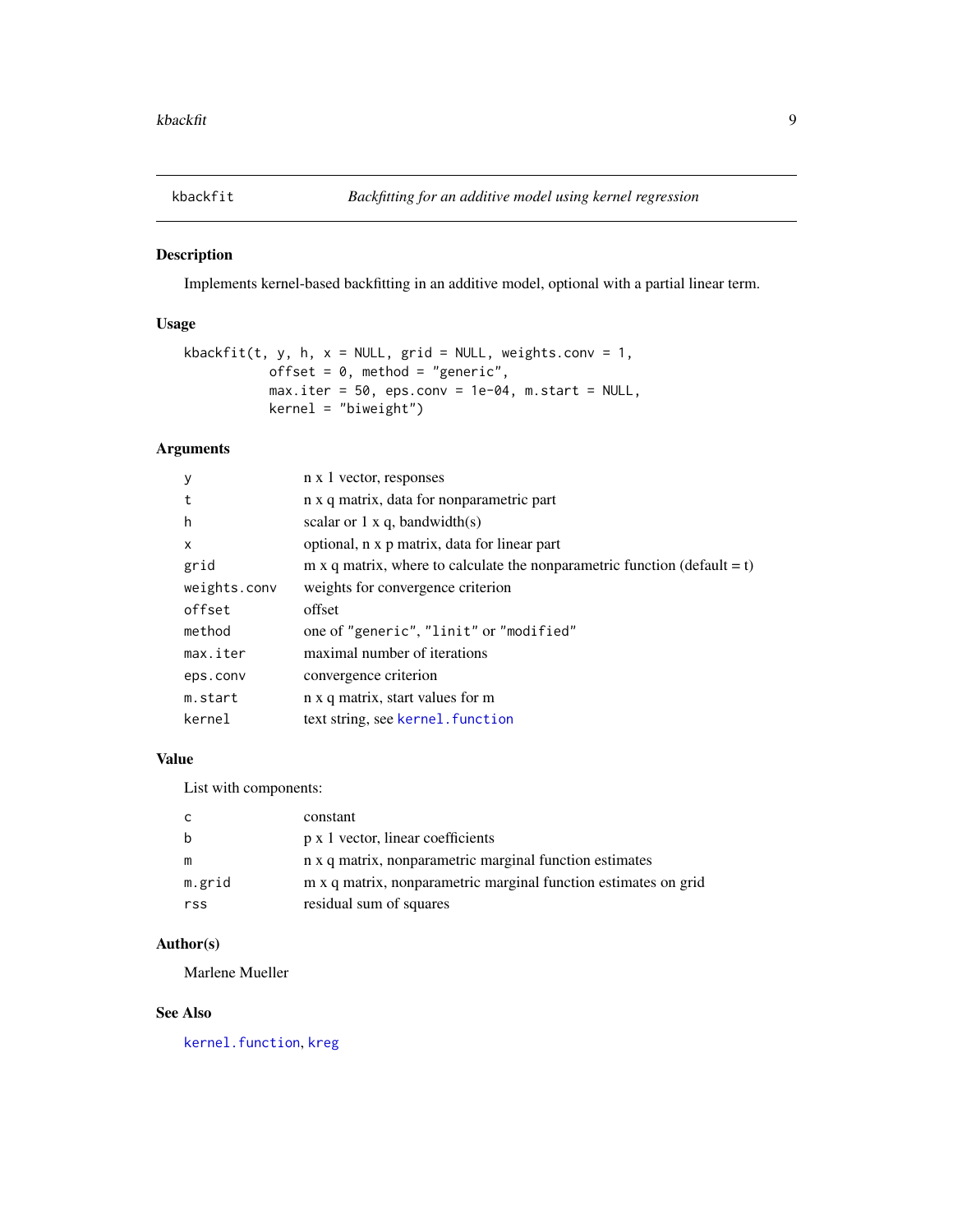## kbackfit — *Backfitting for an additive model using kernel regression*

### Description

Implements kernel-based backfitting in an additive model, optional with a partial linear term.

### Usage

```
kbackfit(t, y, h, x = NULL, grid = NULL, weights.conv = 1,
          offset = 0, method = "generic",
          max.iter = 50, eps.conv = 1e-04, m.start = NULL,
          kernel = "biweight")
```

### Arguments

| | |
|---|---|
| `y` | n x 1 vector, responses |
| `t` | n x q matrix, data for nonparametric part |
| `h` | scalar or 1 x q, bandwidth(s) |
| `x` | optional, n x p matrix, data for linear part |
| `grid` | m x q matrix, where to calculate the nonparametric function (default = t) |
| `weights.conv` | weights for convergence criterion |
| `offset` | offset |
| `method` | one of `"generic"`, `"linit"` or `"modified"` |
| `max.iter` | maximal number of iterations |
| `eps.conv` | convergence criterion |
| `m.start` | n x q matrix, start values for m |
| `kernel` | text string, see `kernel.function` |

### Value

List with components:

| | |
|---|---|
| `c` | constant |
| `b` | p x 1 vector, linear coefficients |
| `m` | n x q matrix, nonparametric marginal function estimates |
| `m.grid` | m x q matrix, nonparametric marginal function estimates on grid |
| `rss` | residual sum of squares |

### Author(s)

Marlene Mueller

### See Also

`kernel.function`, `kreg`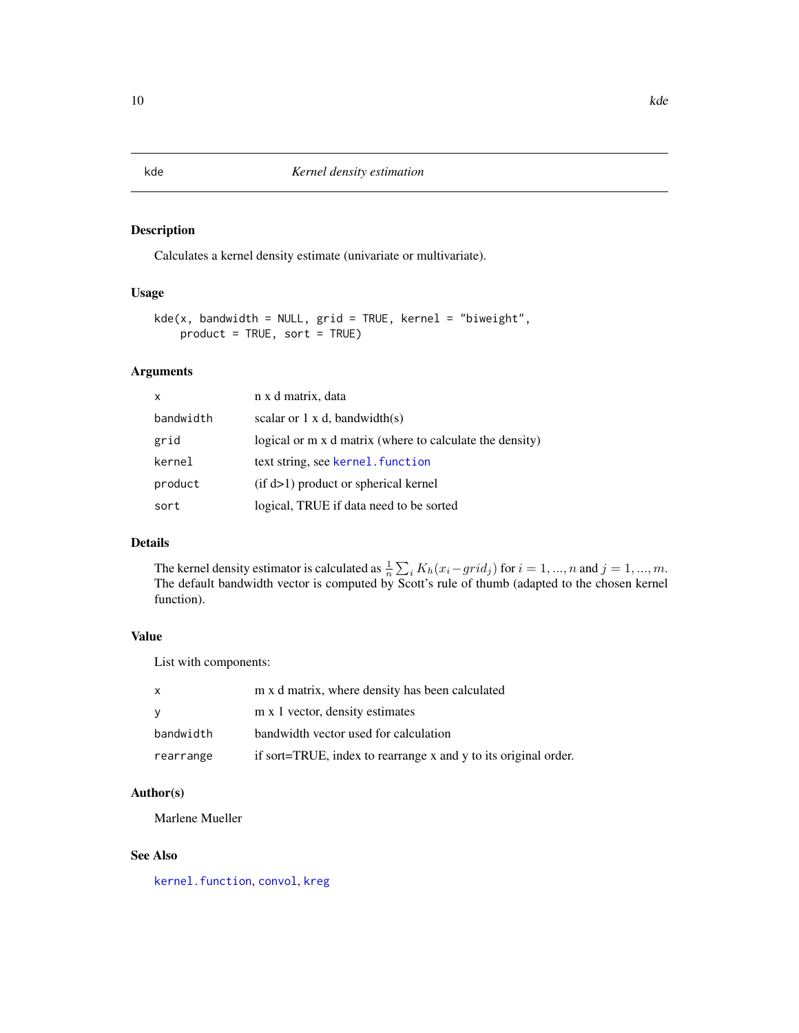kde *Kernel density estimation*

## Description

Calculates a kernel density estimate (univariate or multivariate).

## Usage

```
kde(x, bandwidth = NULL, grid = TRUE, kernel = "biweight",
    product = TRUE, sort = TRUE)
```

## Arguments

| | |
|---|---|
| `x` | n x d matrix, data |
| `bandwidth` | scalar or 1 x d, bandwidth(s) |
| `grid` | logical or m x d matrix (where to calculate the density) |
| `kernel` | text string, see `kernel.function` |
| `product` | (if d>1) product or spherical kernel |
| `sort` | logical, TRUE if data need to be sorted |

## Details

The kernel density estimator is calculated as $\frac{1}{n}\sum_i K_h(x_i - grid_j)$ for $i = 1, ..., n$ and $j = 1, ..., m$. The default bandwidth vector is computed by Scott's rule of thumb (adapted to the chosen kernel function).

## Value

List with components:

| | |
|---|---|
| `x` | m x d matrix, where density has been calculated |
| `y` | m x 1 vector, density estimates |
| `bandwidth` | bandwidth vector used for calculation |
| `rearrange` | if sort=TRUE, index to rearrange x and y to its original order. |

## Author(s)

Marlene Mueller

## See Also

`kernel.function`, `convol`, `kreg`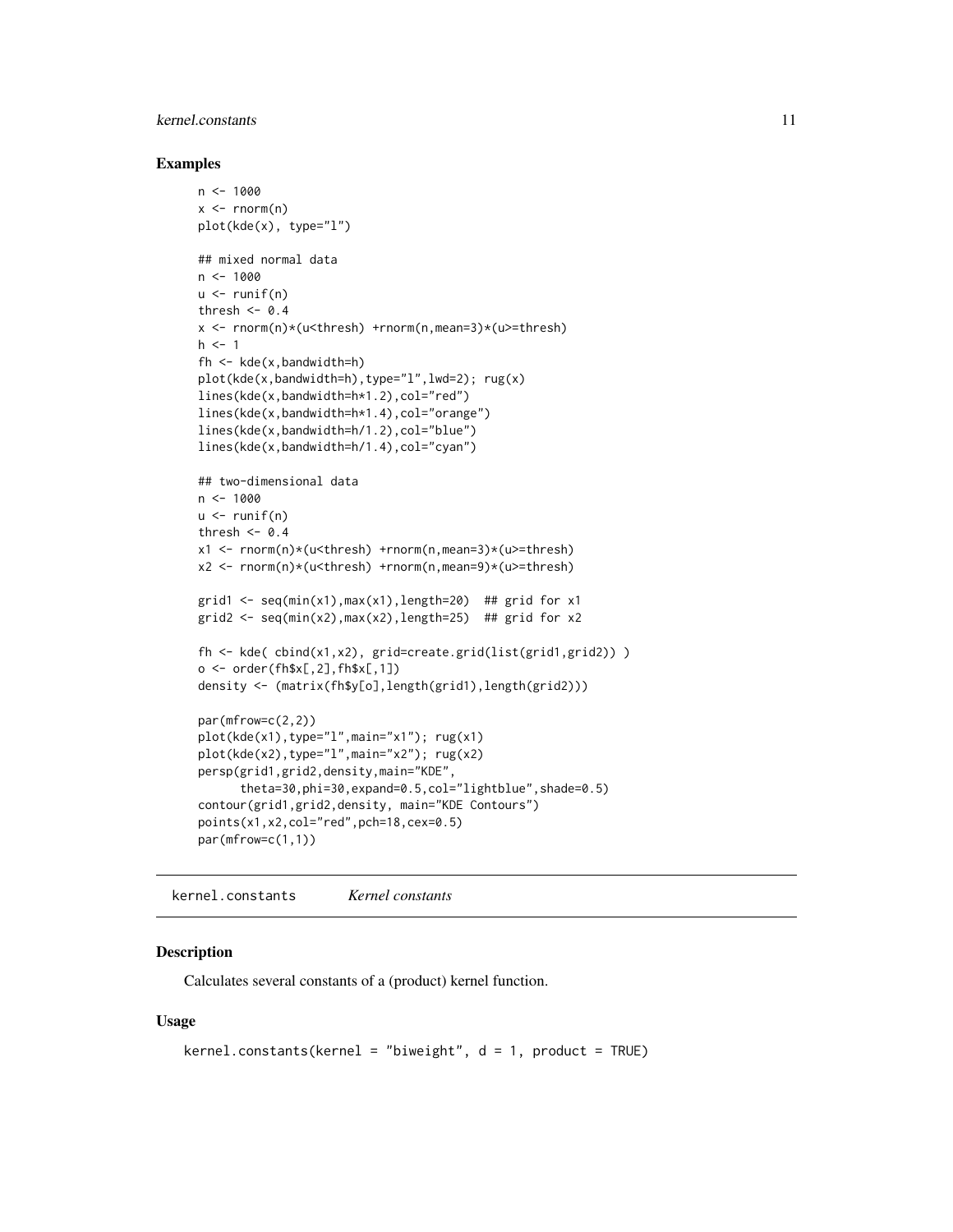### Examples

```
n <- 1000
x <- rnorm(n)
plot(kde(x), type="l")

## mixed normal data
n <- 1000
u <- runif(n)
thresh <- 0.4
x <- rnorm(n)*(u<thresh) +rnorm(n,mean=3)*(u>=thresh)
h <- 1
fh <- kde(x,bandwidth=h)
plot(kde(x,bandwidth=h),type="l",lwd=2); rug(x)
lines(kde(x,bandwidth=h*1.2),col="red")
lines(kde(x,bandwidth=h*1.4),col="orange")
lines(kde(x,bandwidth=h/1.2),col="blue")
lines(kde(x,bandwidth=h/1.4),col="cyan")

## two-dimensional data
n <- 1000
u <- runif(n)
thresh <- 0.4
x1 <- rnorm(n)*(u<thresh) +rnorm(n,mean=3)*(u>=thresh)
x2 <- rnorm(n)*(u<thresh) +rnorm(n,mean=9)*(u>=thresh)

grid1 <- seq(min(x1),max(x1),length=20)  ## grid for x1
grid2 <- seq(min(x2),max(x2),length=25)  ## grid for x2

fh <- kde( cbind(x1,x2), grid=create.grid(list(grid1,grid2)) )
o <- order(fh$x[,2],fh$x[,1])
density <- (matrix(fh$y[o],length(grid1),length(grid2)))

par(mfrow=c(2,2))
plot(kde(x1),type="l",main="x1"); rug(x1)
plot(kde(x2),type="l",main="x2"); rug(x2)
persp(grid1,grid2,density,main="KDE",
      theta=30,phi=30,expand=0.5,col="lightblue",shade=0.5)
contour(grid1,grid2,density, main="KDE Contours")
points(x1,x2,col="red",pch=18,cex=0.5)
par(mfrow=c(1,1))
```

## kernel.constants *Kernel constants*

### Description

Calculates several constants of a (product) kernel function.

### Usage

```
kernel.constants(kernel = "biweight", d = 1, product = TRUE)
```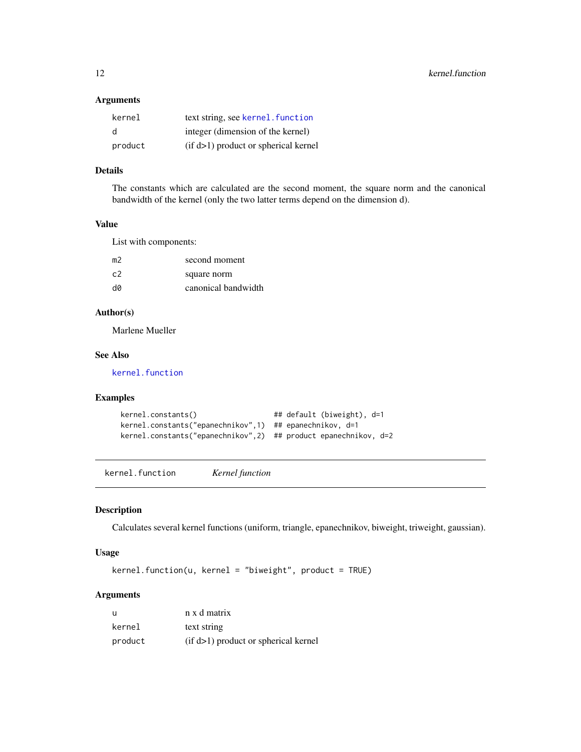### Arguments

| | |
|---|---|
| `kernel` | text string, see `kernel.function` |
| `d` | integer (dimension of the kernel) |
| `product` | (if d>1) product or spherical kernel |

### Details

The constants which are calculated are the second moment, the square norm and the canonical bandwidth of the kernel (only the two latter terms depend on the dimension d).

### Value

List with components:

| | |
|---|---|
| `m2` | second moment |
| `c2` | square norm |
| `d0` | canonical bandwidth |

### Author(s)

Marlene Mueller

### See Also

`kernel.function`

### Examples

```
kernel.constants()                  ## default (biweight), d=1
kernel.constants("epanechnikov",1)  ## epanechnikov, d=1
kernel.constants("epanechnikov",2)  ## product epanechnikov, d=2
```

---

## kernel.function *Kernel function*

### Description

Calculates several kernel functions (uniform, triangle, epanechnikov, biweight, triweight, gaussian).

### Usage

```
kernel.function(u, kernel = "biweight", product = TRUE)
```

### Arguments

| | |
|---|---|
| `u` | n x d matrix |
| `kernel` | text string |
| `product` | (if d>1) product or spherical kernel |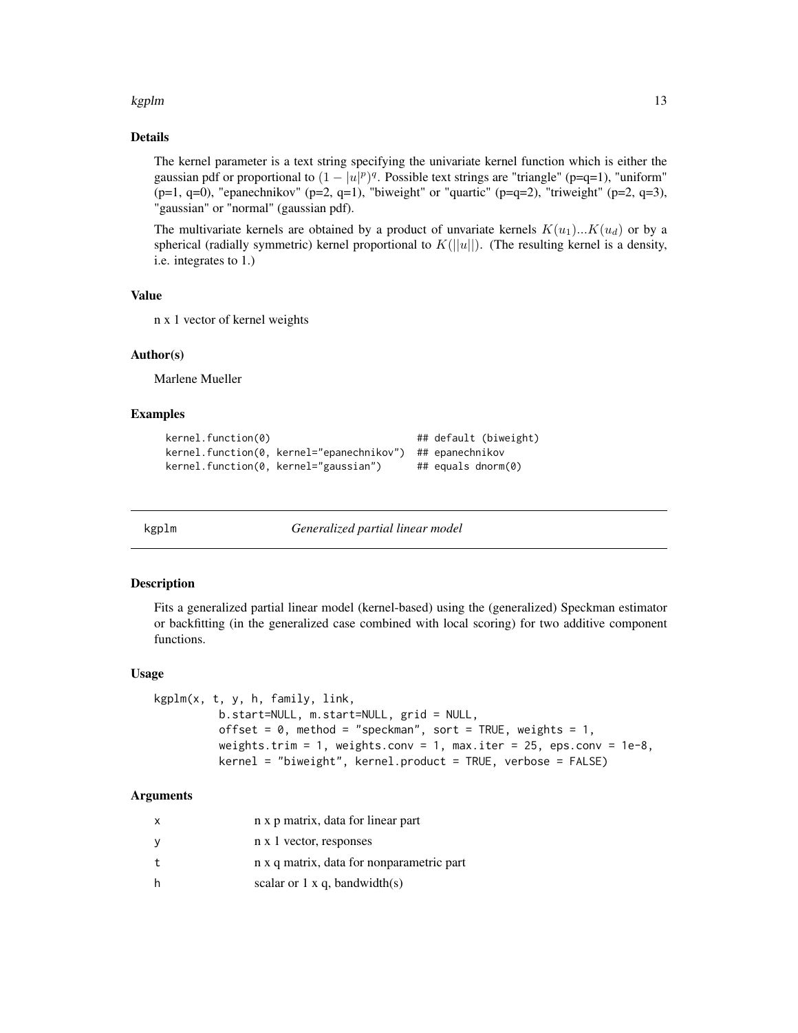### Details

The kernel parameter is a text string specifying the univariate kernel function which is either the gaussian pdf or proportional to $(1 - |u|^p)^q$. Possible text strings are "triangle" (p=q=1), "uniform" (p=1, q=0), "epanechnikov" (p=2, q=1), "biweight" or "quartic" (p=q=2), "triweight" (p=2, q=3), "gaussian" or "normal" (gaussian pdf).

The multivariate kernels are obtained by a product of unvariate kernels $K(u_1)...K(u_d)$ or by a spherical (radially symmetric) kernel proportional to $K(||u||)$. (The resulting kernel is a density, i.e. integrates to 1.)

### Value

n x 1 vector of kernel weights

### Author(s)

Marlene Mueller

### Examples

```
kernel.function(0)                          ## default (biweight)
kernel.function(0, kernel="epanechnikov")  ## epanechnikov
kernel.function(0, kernel="gaussian")      ## equals dnorm(0)
```

---

## kgplm — *Generalized partial linear model*

### Description

Fits a generalized partial linear model (kernel-based) using the (generalized) Speckman estimator or backfitting (in the generalized case combined with local scoring) for two additive component functions.

### Usage

```
kgplm(x, t, y, h, family, link,
         b.start=NULL, m.start=NULL, grid = NULL,
         offset = 0, method = "speckman", sort = TRUE, weights = 1,
         weights.trim = 1, weights.conv = 1, max.iter = 25, eps.conv = 1e-8,
         kernel = "biweight", kernel.product = TRUE, verbose = FALSE)
```

### Arguments

| | |
|---|---|
| x | n x p matrix, data for linear part |
| y | n x 1 vector, responses |
| t | n x q matrix, data for nonparametric part |
| h | scalar or 1 x q, bandwidth(s) |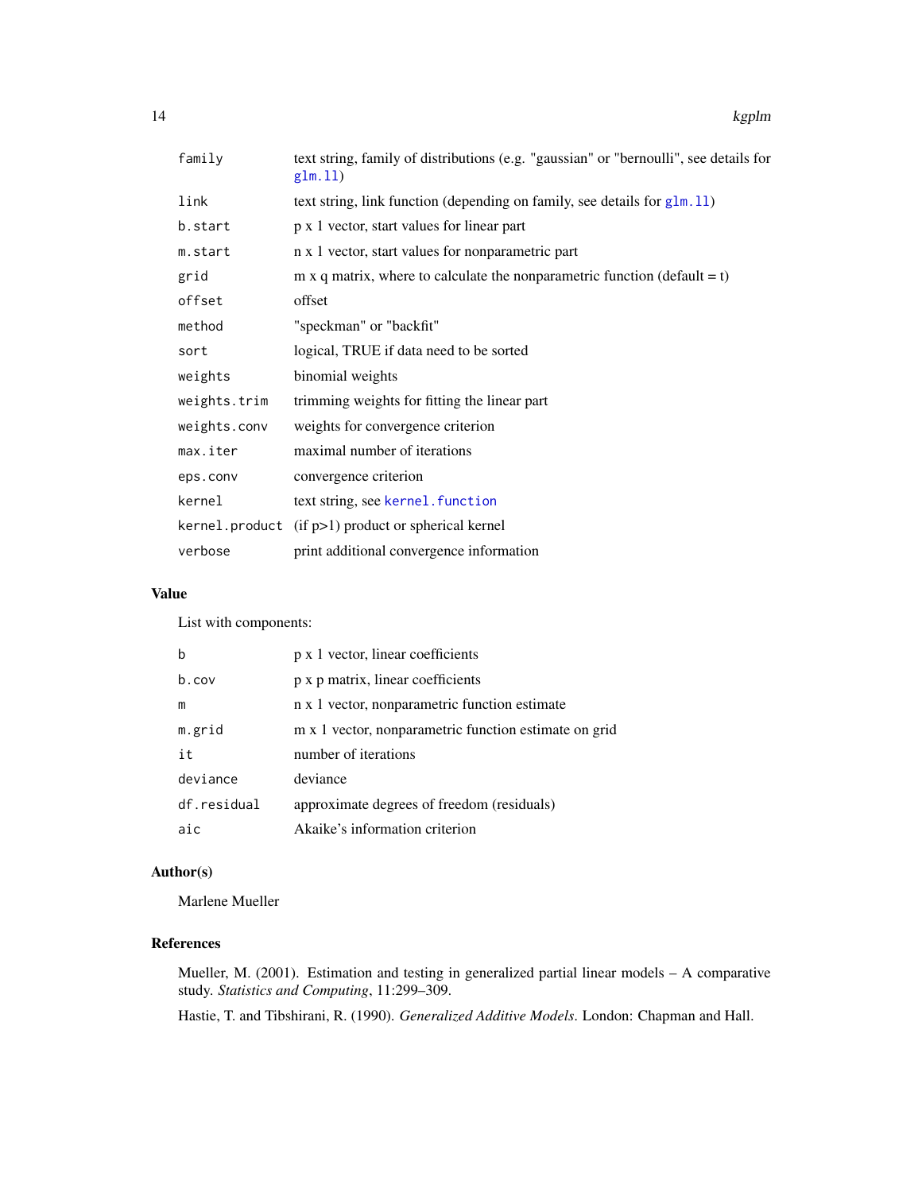| | |
|---|---|
| `family` | text string, family of distributions (e.g. "gaussian" or "bernoulli", see details for `glm.ll`) |
| `link` | text string, link function (depending on family, see details for `glm.ll`) |
| `b.start` | p x 1 vector, start values for linear part |
| `m.start` | n x 1 vector, start values for nonparametric part |
| `grid` | m x q matrix, where to calculate the nonparametric function (default = t) |
| `offset` | offset |
| `method` | "speckman" or "backfit" |
| `sort` | logical, TRUE if data need to be sorted |
| `weights` | binomial weights |
| `weights.trim` | trimming weights for fitting the linear part |
| `weights.conv` | weights for convergence criterion |
| `max.iter` | maximal number of iterations |
| `eps.conv` | convergence criterion |
| `kernel` | text string, see `kernel.function` |
| `kernel.product` | (if p>1) product or spherical kernel |
| `verbose` | print additional convergence information |

## Value

List with components:

| | |
|---|---|
| `b` | p x 1 vector, linear coefficients |
| `b.cov` | p x p matrix, linear coefficients |
| `m` | n x 1 vector, nonparametric function estimate |
| `m.grid` | m x 1 vector, nonparametric function estimate on grid |
| `it` | number of iterations |
| `deviance` | deviance |
| `df.residual` | approximate degrees of freedom (residuals) |
| `aic` | Akaike's information criterion |

## Author(s)

Marlene Mueller

## References

Mueller, M. (2001). Estimation and testing in generalized partial linear models – A comparative study. *Statistics and Computing*, 11:299–309.

Hastie, T. and Tibshirani, R. (1990). *Generalized Additive Models*. London: Chapman and Hall.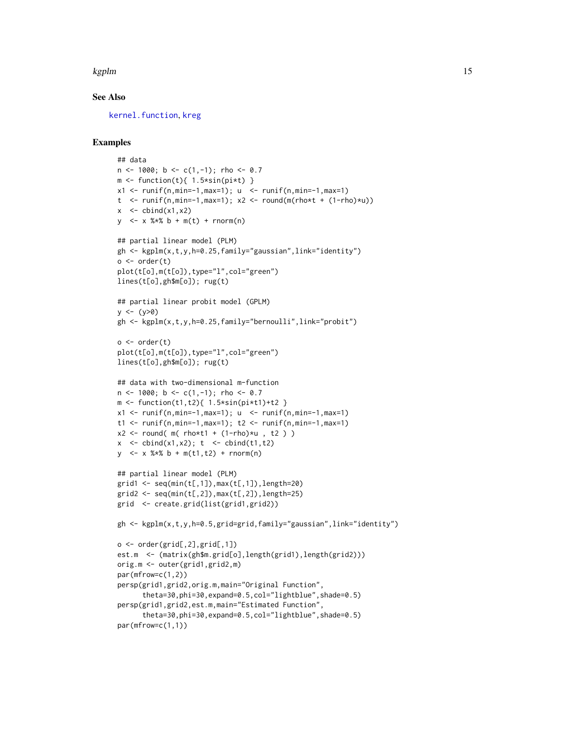## See Also

kernel.function, kreg

## Examples

```
## data
n <- 1000; b <- c(1,-1); rho <- 0.7
m <- function(t){ 1.5*sin(pi*t) }
x1 <- runif(n,min=-1,max=1); u  <- runif(n,min=-1,max=1)
t  <- runif(n,min=-1,max=1); x2 <- round(m(rho*t + (1-rho)*u))
x  <- cbind(x1,x2)
y  <- x %*% b + m(t) + rnorm(n)

## partial linear model (PLM)
gh <- kgplm(x,t,y,h=0.25,family="gaussian",link="identity")
o <- order(t)
plot(t[o],m(t[o]),type="l",col="green")
lines(t[o],gh$m[o]); rug(t)

## partial linear probit model (GPLM)
y <- (y>0)
gh <- kgplm(x,t,y,h=0.25,family="bernoulli",link="probit")

o <- order(t)
plot(t[o],m(t[o]),type="l",col="green")
lines(t[o],gh$m[o]); rug(t)

## data with two-dimensional m-function
n <- 1000; b <- c(1,-1); rho <- 0.7
m <- function(t1,t2){ 1.5*sin(pi*t1)+t2 }
x1 <- runif(n,min=-1,max=1); u  <- runif(n,min=-1,max=1)
t1 <- runif(n,min=-1,max=1); t2 <- runif(n,min=-1,max=1)
x2 <- round( m( rho*t1 + (1-rho)*u , t2 ) )
x  <- cbind(x1,x2); t  <- cbind(t1,t2)
y  <- x %*% b + m(t1,t2) + rnorm(n)

## partial linear model (PLM)
grid1 <- seq(min(t[,1]),max(t[,1]),length=20)
grid2 <- seq(min(t[,2]),max(t[,2]),length=25)
grid  <- create.grid(list(grid1,grid2))

gh <- kgplm(x,t,y,h=0.5,grid=grid,family="gaussian",link="identity")

o <- order(grid[,2],grid[,1])
est.m  <- (matrix(gh$m.grid[o],length(grid1),length(grid2)))
orig.m <- outer(grid1,grid2,m)
par(mfrow=c(1,2))
persp(grid1,grid2,orig.m,main="Original Function",
      theta=30,phi=30,expand=0.5,col="lightblue",shade=0.5)
persp(grid1,grid2,est.m,main="Estimated Function",
      theta=30,phi=30,expand=0.5,col="lightblue",shade=0.5)
par(mfrow=c(1,1))
```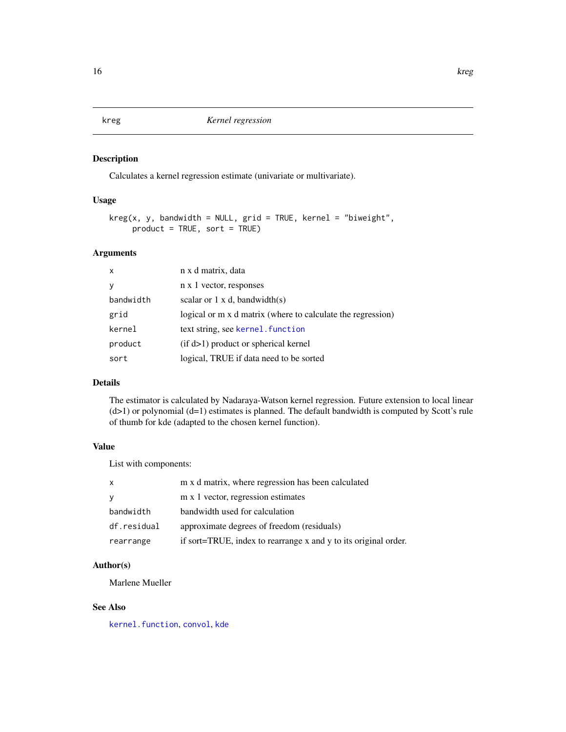# kreg — *Kernel regression*

## Description

Calculates a kernel regression estimate (univariate or multivariate).

## Usage

```
kreg(x, y, bandwidth = NULL, grid = TRUE, kernel = "biweight",
     product = TRUE, sort = TRUE)
```

## Arguments

| | |
|---|---|
| `x` | n x d matrix, data |
| `y` | n x 1 vector, responses |
| `bandwidth` | scalar or 1 x d, bandwidth(s) |
| `grid` | logical or m x d matrix (where to calculate the regression) |
| `kernel` | text string, see `kernel.function` |
| `product` | (if d>1) product or spherical kernel |
| `sort` | logical, TRUE if data need to be sorted |

## Details

The estimator is calculated by Nadaraya-Watson kernel regression. Future extension to local linear (d>1) or polynomial (d=1) estimates is planned. The default bandwidth is computed by Scott's rule of thumb for kde (adapted to the chosen kernel function).

## Value

List with components:

| | |
|---|---|
| `x` | m x d matrix, where regression has been calculated |
| `y` | m x 1 vector, regression estimates |
| `bandwidth` | bandwidth used for calculation |
| `df.residual` | approximate degrees of freedom (residuals) |
| `rearrange` | if sort=TRUE, index to rearrange x and y to its original order. |

## Author(s)

Marlene Mueller

## See Also

`kernel.function`, `convol`, `kde`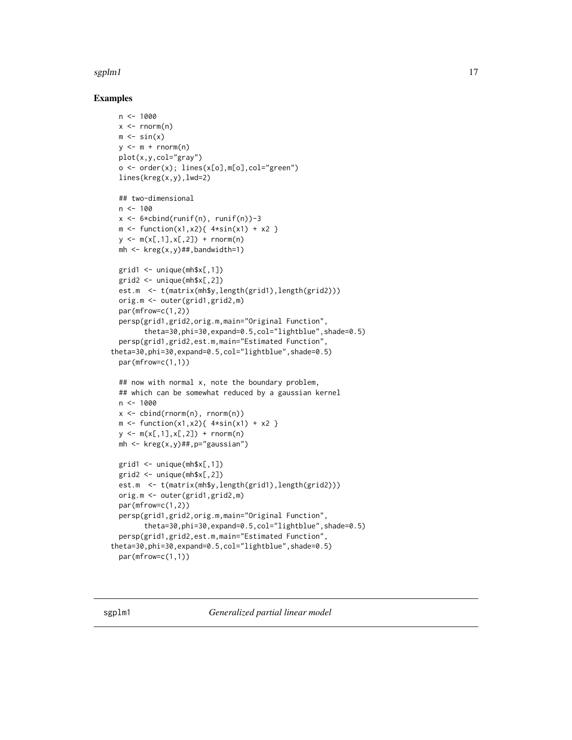## Examples

```
n <- 1000
x <- rnorm(n)
m <- sin(x)
y <- m + rnorm(n)
plot(x,y,col="gray")
o <- order(x); lines(x[o],m[o],col="green")
lines(kreg(x,y),lwd=2)

## two-dimensional
n <- 100
x <- 6*cbind(runif(n), runif(n))-3
m <- function(x1,x2){ 4*sin(x1) + x2 }
y <- m(x[,1],x[,2]) + rnorm(n)
mh <- kreg(x,y)##,bandwidth=1)

grid1 <- unique(mh$x[,1])
grid2 <- unique(mh$x[,2])
est.m  <- t(matrix(mh$y,length(grid1),length(grid2)))
orig.m <- outer(grid1,grid2,m)
par(mfrow=c(1,2))
persp(grid1,grid2,orig.m,main="Original Function",
      theta=30,phi=30,expand=0.5,col="lightblue",shade=0.5)
persp(grid1,grid2,est.m,main="Estimated Function",
theta=30,phi=30,expand=0.5,col="lightblue",shade=0.5)
par(mfrow=c(1,1))

## now with normal x, note the boundary problem,
## which can be somewhat reduced by a gaussian kernel
n <- 1000
x <- cbind(rnorm(n), rnorm(n))
m <- function(x1,x2){ 4*sin(x1) + x2 }
y <- m(x[,1],x[,2]) + rnorm(n)
mh <- kreg(x,y)##,p="gaussian")

grid1 <- unique(mh$x[,1])
grid2 <- unique(mh$x[,2])
est.m  <- t(matrix(mh$y,length(grid1),length(grid2)))
orig.m <- outer(grid1,grid2,m)
par(mfrow=c(1,2))
persp(grid1,grid2,orig.m,main="Original Function",
      theta=30,phi=30,expand=0.5,col="lightblue",shade=0.5)
persp(grid1,grid2,est.m,main="Estimated Function",
theta=30,phi=30,expand=0.5,col="lightblue",shade=0.5)
par(mfrow=c(1,1))
```

---

sgplm1 *Generalized partial linear model*

---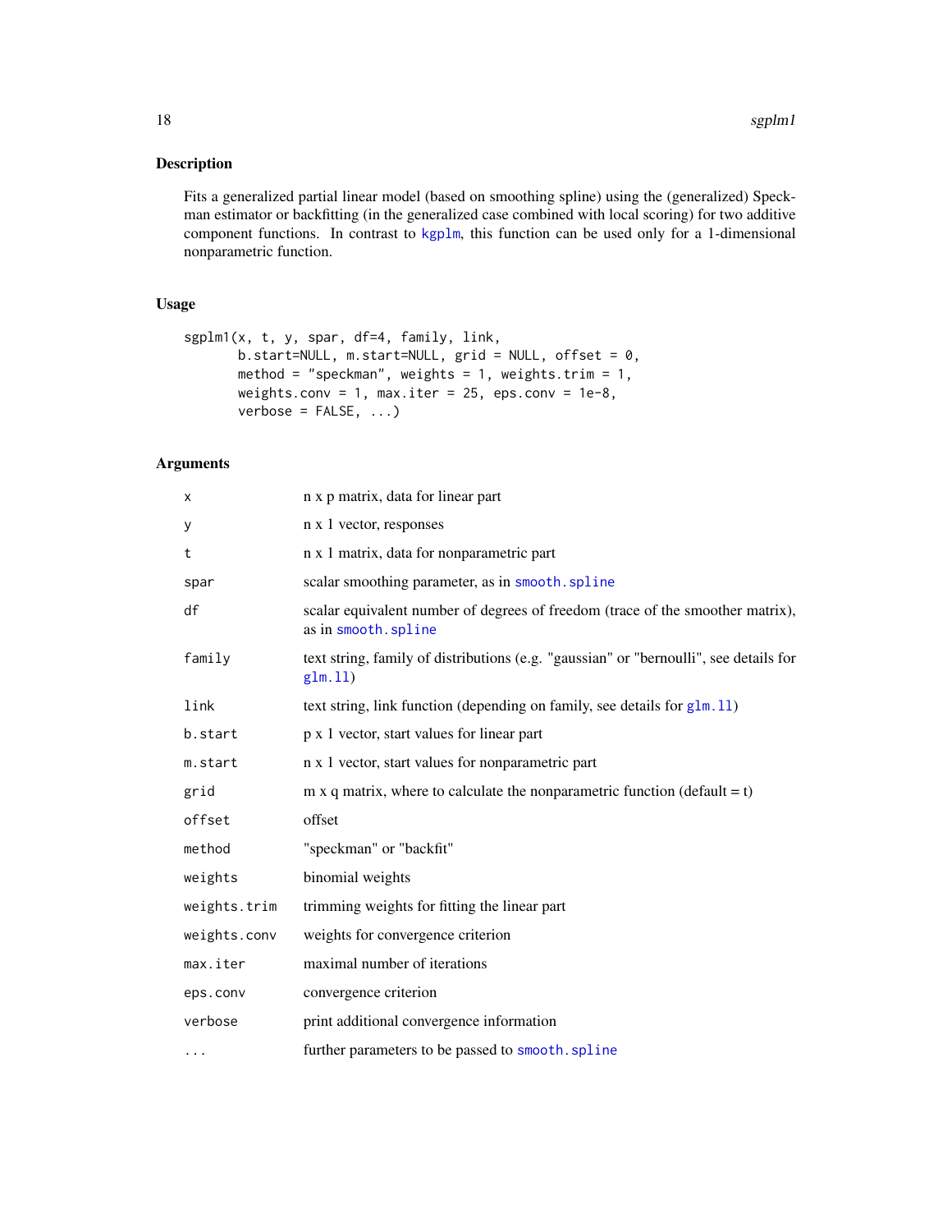## Description

Fits a generalized partial linear model (based on smoothing spline) using the (generalized) Speckman estimator or backfitting (in the generalized case combined with local scoring) for two additive component functions. In contrast to kgplm, this function can be used only for a 1-dimensional nonparametric function.

## Usage

```
sgplm1(x, t, y, spar, df=4, family, link,
       b.start=NULL, m.start=NULL, grid = NULL, offset = 0,
       method = "speckman", weights = 1, weights.trim = 1,
       weights.conv = 1, max.iter = 25, eps.conv = 1e-8,
       verbose = FALSE, ...)
```

## Arguments

| | |
|---|---|
| `x` | n x p matrix, data for linear part |
| `y` | n x 1 vector, responses |
| `t` | n x 1 matrix, data for nonparametric part |
| `spar` | scalar smoothing parameter, as in `smooth.spline` |
| `df` | scalar equivalent number of degrees of freedom (trace of the smoother matrix), as in `smooth.spline` |
| `family` | text string, family of distributions (e.g. "gaussian" or "bernoulli", see details for `glm.ll`) |
| `link` | text string, link function (depending on family, see details for `glm.ll`) |
| `b.start` | p x 1 vector, start values for linear part |
| `m.start` | n x 1 vector, start values for nonparametric part |
| `grid` | m x q matrix, where to calculate the nonparametric function (default = t) |
| `offset` | offset |
| `method` | "speckman" or "backfit" |
| `weights` | binomial weights |
| `weights.trim` | trimming weights for fitting the linear part |
| `weights.conv` | weights for convergence criterion |
| `max.iter` | maximal number of iterations |
| `eps.conv` | convergence criterion |
| `verbose` | print additional convergence information |
| `...` | further parameters to be passed to `smooth.spline` |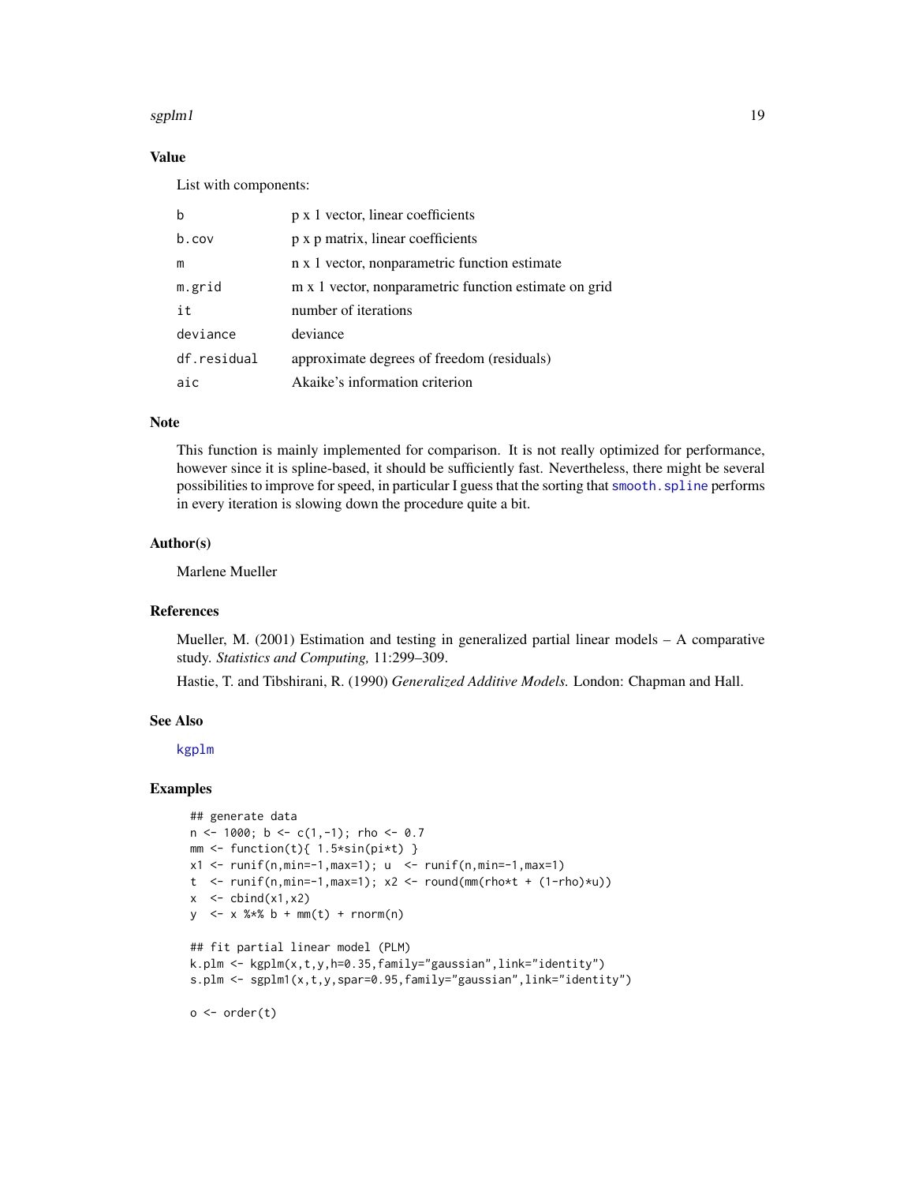## Value

List with components:

| | |
|---|---|
| b | p x 1 vector, linear coefficients |
| b.cov | p x p matrix, linear coefficients |
| m | n x 1 vector, nonparametric function estimate |
| m.grid | m x 1 vector, nonparametric function estimate on grid |
| it | number of iterations |
| deviance | deviance |
| df.residual | approximate degrees of freedom (residuals) |
| aic | Akaike's information criterion |

## Note

This function is mainly implemented for comparison. It is not really optimized for performance, however since it is spline-based, it should be sufficiently fast. Nevertheless, there might be several possibilities to improve for speed, in particular I guess that the sorting that `smooth.spline` performs in every iteration is slowing down the procedure quite a bit.

## Author(s)

Marlene Mueller

## References

Mueller, M. (2001) Estimation and testing in generalized partial linear models – A comparative study. *Statistics and Computing,* 11:299–309.

Hastie, T. and Tibshirani, R. (1990) *Generalized Additive Models.* London: Chapman and Hall.

## See Also

`kgplm`

## Examples

```
## generate data
n <- 1000; b <- c(1,-1); rho <- 0.7
mm <- function(t){ 1.5*sin(pi*t) }
x1 <- runif(n,min=-1,max=1); u  <- runif(n,min=-1,max=1)
t  <- runif(n,min=-1,max=1); x2 <- round(mm(rho*t + (1-rho)*u))
x  <- cbind(x1,x2)
y  <- x %*% b + mm(t) + rnorm(n)

## fit partial linear model (PLM)
k.plm <- kgplm(x,t,y,h=0.35,family="gaussian",link="identity")
s.plm <- sgplm1(x,t,y,spar=0.95,family="gaussian",link="identity")

o <- order(t)
```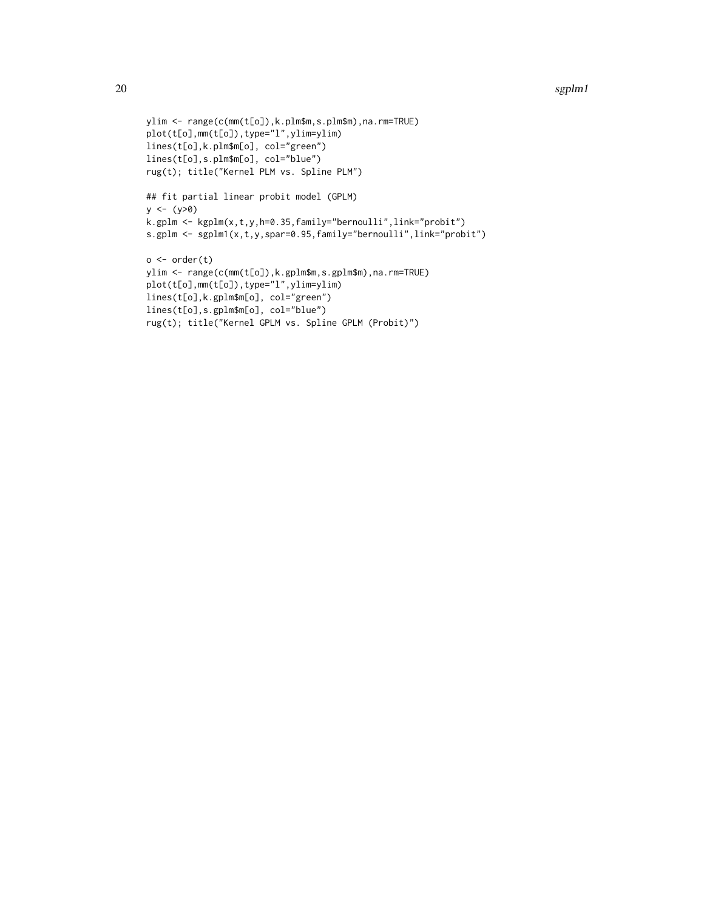```
ylim <- range(c(mm(t[o]),k.plm$m,s.plm$m),na.rm=TRUE)
plot(t[o],mm(t[o]),type="l",ylim=ylim)
lines(t[o],k.plm$m[o], col="green")
lines(t[o],s.plm$m[o], col="blue")
rug(t); title("Kernel PLM vs. Spline PLM")

## fit partial linear probit model (GPLM)
y <- (y>0)
k.gplm <- kgplm(x,t,y,h=0.35,family="bernoulli",link="probit")
s.gplm <- sgplm1(x,t,y,spar=0.95,family="bernoulli",link="probit")

o <- order(t)
ylim <- range(c(mm(t[o]),k.gplm$m,s.gplm$m),na.rm=TRUE)
plot(t[o],mm(t[o]),type="l",ylim=ylim)
lines(t[o],k.gplm$m[o], col="green")
lines(t[o],s.gplm$m[o], col="blue")
rug(t); title("Kernel GPLM vs. Spline GPLM (Probit)")
```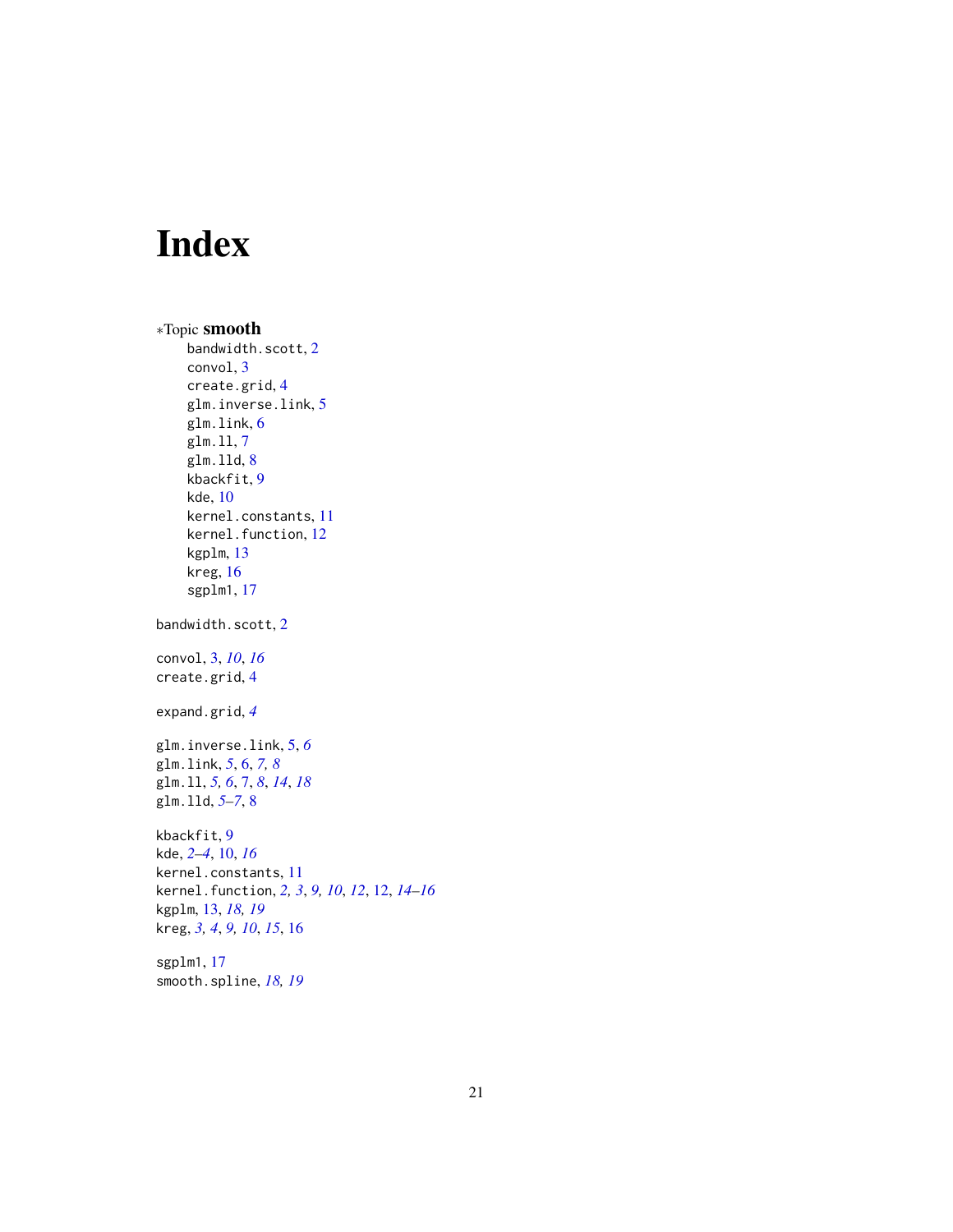# Index

∗Topic **smooth**

- bandwidth.scott, 2
- convol, 3
- create.grid, 4
- glm.inverse.link, 5
- glm.link, 6
- glm.ll, 7
- glm.lld, 8
- kbackfit, 9
- kde, 10
- kernel.constants, 11
- kernel.function, 12
- kgplm, 13
- kreg, 16
- sgplm1, 17

bandwidth.scott, 2

convol, 3, *10*, *16*
create.grid, 4

expand.grid, *4*

glm.inverse.link, 5, *6*
glm.link, *5*, 6, *7, 8*
glm.ll, *5, 6*, 7, *8*, *14*, *18*
glm.lld, *5–7*, 8

kbackfit, 9
kde, *2–4*, 10, *16*
kernel.constants, 11
kernel.function, *2, 3*, *9, 10*, *12*, 12, *14–16*
kgplm, 13, *18, 19*
kreg, *3, 4*, *9, 10*, *15*, 16

sgplm1, 17
smooth.spline, *18, 19*